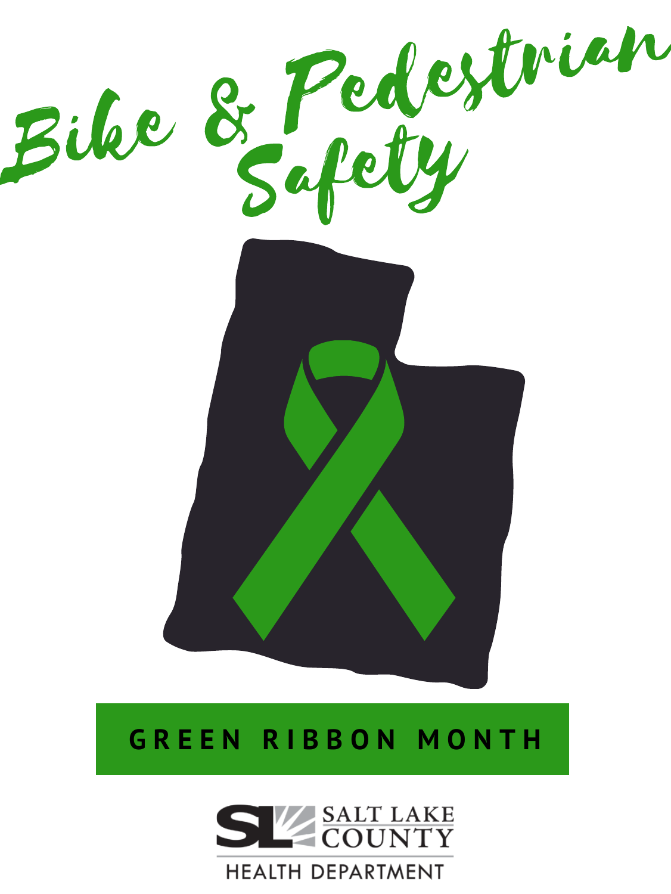# Bike & Pedestrian Safety

**GREEN RIBBON MONTH**

SALT LAKE COUNTY
HEALTH DEPARTMENT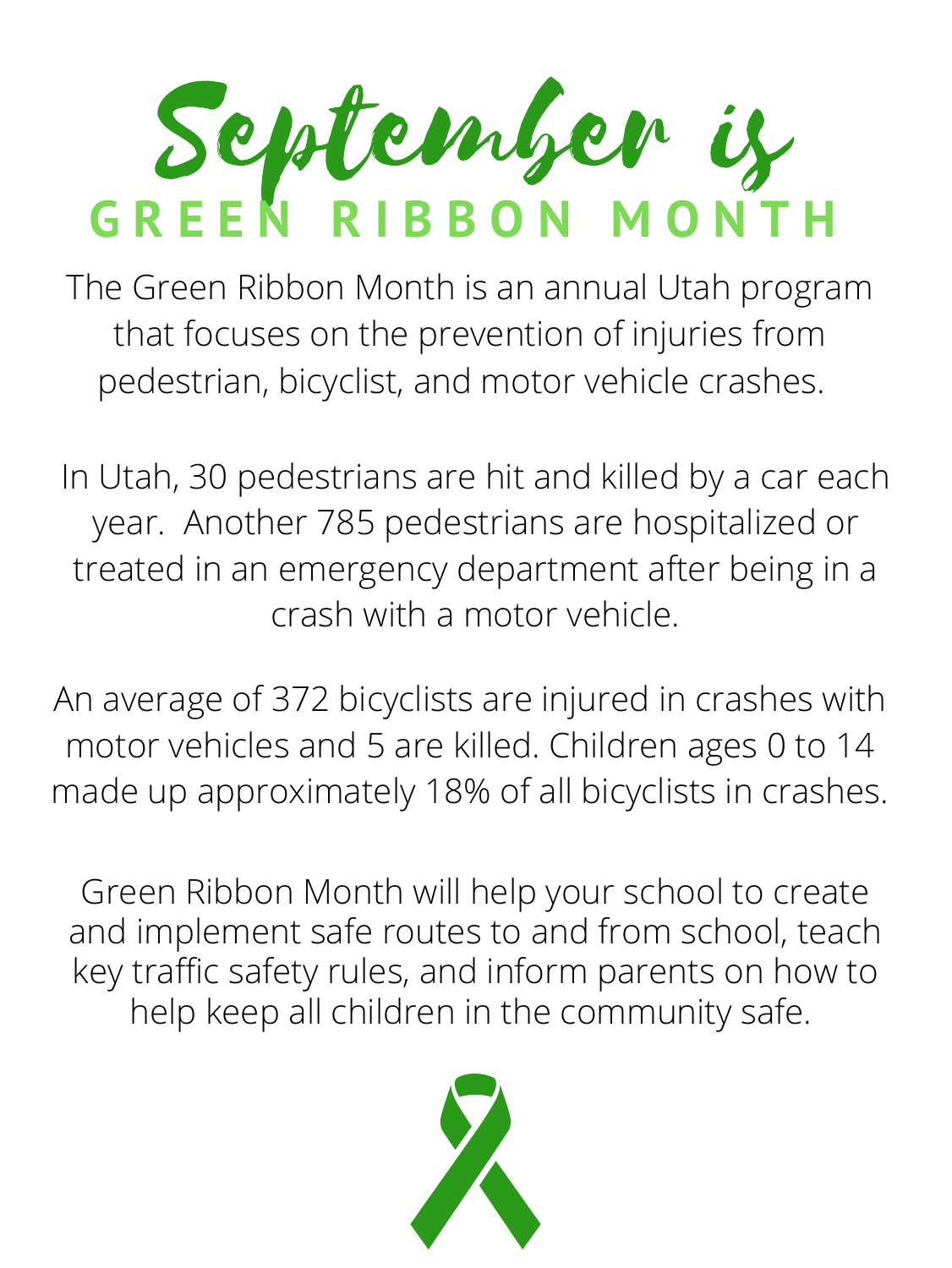# September is GREEN RIBBON MONTH

The Green Ribbon Month is an annual Utah program that focuses on the prevention of injuries from pedestrian, bicyclist, and motor vehicle crashes.

In Utah, 30 pedestrians are hit and killed by a car each year. Another 785 pedestrians are hospitalized or treated in an emergency department after being in a crash with a motor vehicle.

An average of 372 bicyclists are injured in crashes with motor vehicles and 5 are killed. Children ages 0 to 14 made up approximately 18% of all bicyclists in crashes.

Green Ribbon Month will help your school to create and implement safe routes to and from school, teach key traffic safety rules, and inform parents on how to help keep all children in the community safe.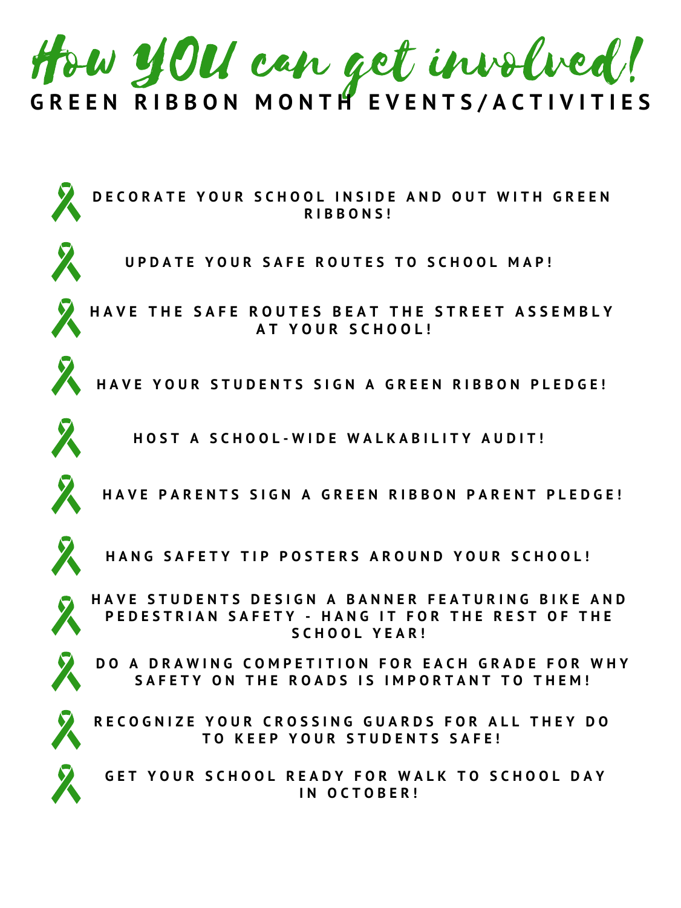# How YOU can get involved!

## GREEN RIBBON MONTH EVENTS/ACTIVITIES

- DECORATE YOUR SCHOOL INSIDE AND OUT WITH GREEN RIBBONS!
- UPDATE YOUR SAFE ROUTES TO SCHOOL MAP!
- HAVE THE SAFE ROUTES BEAT THE STREET ASSEMBLY AT YOUR SCHOOL!
- HAVE YOUR STUDENTS SIGN A GREEN RIBBON PLEDGE!
- HOST A SCHOOL-WIDE WALKABILITY AUDIT!
- HAVE PARENTS SIGN A GREEN RIBBON PARENT PLEDGE!
- HANG SAFETY TIP POSTERS AROUND YOUR SCHOOL!
- HAVE STUDENTS DESIGN A BANNER FEATURING BIKE AND PEDESTRIAN SAFETY - HANG IT FOR THE REST OF THE SCHOOL YEAR!
- DO A DRAWING COMPETITION FOR EACH GRADE FOR WHY SAFETY ON THE ROADS IS IMPORTANT TO THEM!
- RECOGNIZE YOUR CROSSING GUARDS FOR ALL THEY DO TO KEEP YOUR STUDENTS SAFE!
- GET YOUR SCHOOL READY FOR WALK TO SCHOOL DAY IN OCTOBER!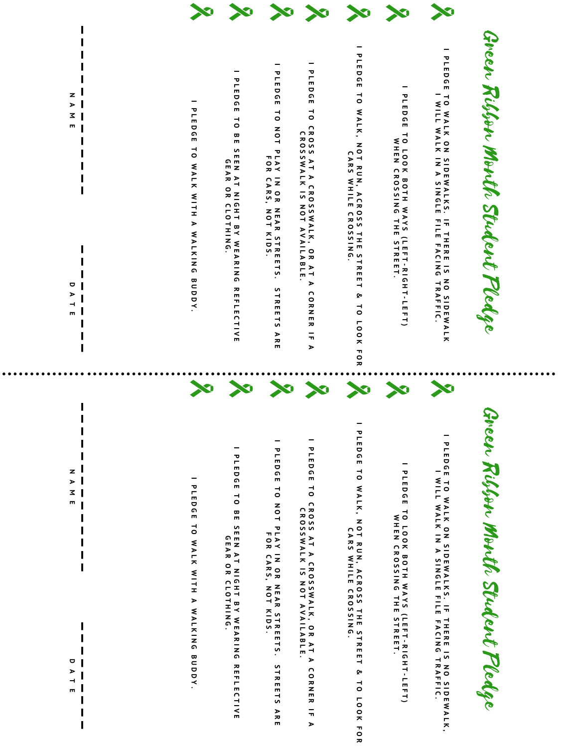# Green Ribbon Month Student Pledge

- I PLEDGE TO WALK ON SIDEWALKS. IF THERE IS NO SIDEWALK I WILL WALK IN A SINGLE FILE FACING TRAFFIC.
- I PLEDGE TO LOOK BOTH WAYS (LEFT-RIGHT-LEFT) WHEN CROSSING THE STREET.
- I PLEDGE TO WALK, NOT RUN, ACROSS THE STREET & TO LOOK FOR CARS WHILE CROSSING.
- I PLEDGE TO CROSS AT A CROSSWALK, OR AT A CORNER IF A CROSSWALK IS NOT AVAILABLE.
- I PLEDGE TO NOT PLAY IN OR NEAR STREETS. STREETS ARE FOR CARS, NOT KIDS.
- I PLEDGE TO BE SEEN AT NIGHT BY WEARING REFLECTIVE GEAR OR CLOTHING.
- I PLEDGE TO WALK WITH A WALKING BUDDY.

NAME ______________________ DATE ______________

# Green Ribbon Month Student Pledge

- I PLEDGE TO WALK ON SIDEWALKS. IF THERE IS NO SIDEWALK, I WILL WALK IN A SINGLE FILE FACING TRAFFIC.
- I PLEDGE TO LOOK BOTH WAYS (LEFT-RIGHT-LEFT) WHEN CROSSING THE STREET.
- I PLEDGE TO WALK, NOT RUN, ACROSS THE STREET & TO LOOK FOR CARS WHILE CROSSING.
- I PLEDGE TO CROSS AT A CROSSWALK, OR AT A CORNER IF A CROSSWALK IS NOT AVAILABLE.
- I PLEDGE TO NOT PLAY IN OR NEAR STREETS. STREETS ARE FOR CARS, NOT KIDS.
- I PLEDGE TO BE SEEN AT NIGHT BY WEARING REFLECTIVE GEAR OR CLOTHING.
- I PLEDGE TO WALK WITH A WALKING BUDDY.

NAME ______________________ DATE ______________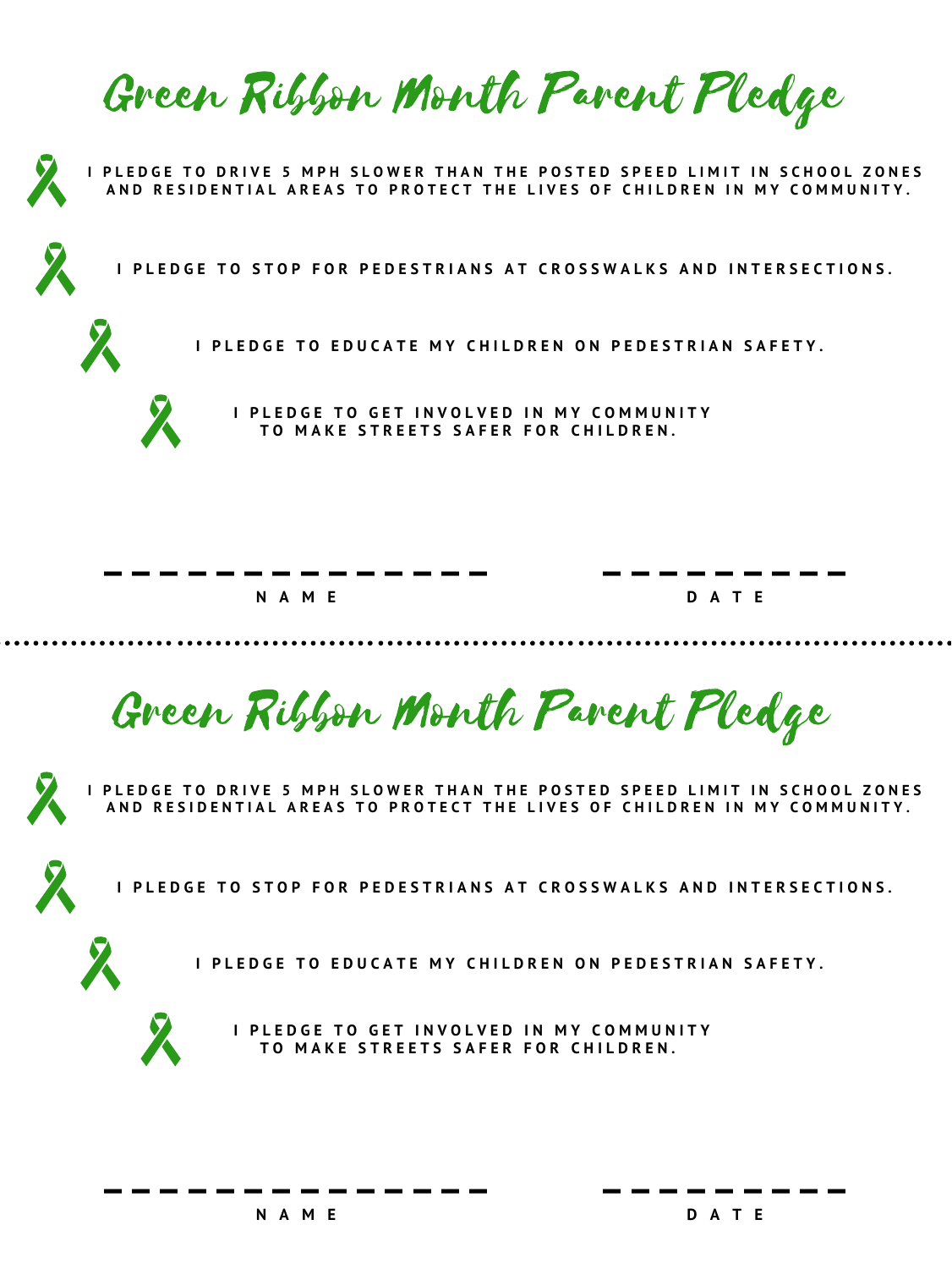# Green Ribbon Month Parent Pledge

- I PLEDGE TO DRIVE 5 MPH SLOWER THAN THE POSTED SPEED LIMIT IN SCHOOL ZONES AND RESIDENTIAL AREAS TO PROTECT THE LIVES OF CHILDREN IN MY COMMUNITY.
- I PLEDGE TO STOP FOR PEDESTRIANS AT CROSSWALKS AND INTERSECTIONS.
- I PLEDGE TO EDUCATE MY CHILDREN ON PEDESTRIAN SAFETY.
- I PLEDGE TO GET INVOLVED IN MY COMMUNITY TO MAKE STREETS SAFER FOR CHILDREN.

_______________ NAME

_________ DATE

---

# Green Ribbon Month Parent Pledge

- I PLEDGE TO DRIVE 5 MPH SLOWER THAN THE POSTED SPEED LIMIT IN SCHOOL ZONES AND RESIDENTIAL AREAS TO PROTECT THE LIVES OF CHILDREN IN MY COMMUNITY.
- I PLEDGE TO STOP FOR PEDESTRIANS AT CROSSWALKS AND INTERSECTIONS.
- I PLEDGE TO EDUCATE MY CHILDREN ON PEDESTRIAN SAFETY.
- I PLEDGE TO GET INVOLVED IN MY COMMUNITY TO MAKE STREETS SAFER FOR CHILDREN.

_______________ NAME

_________ DATE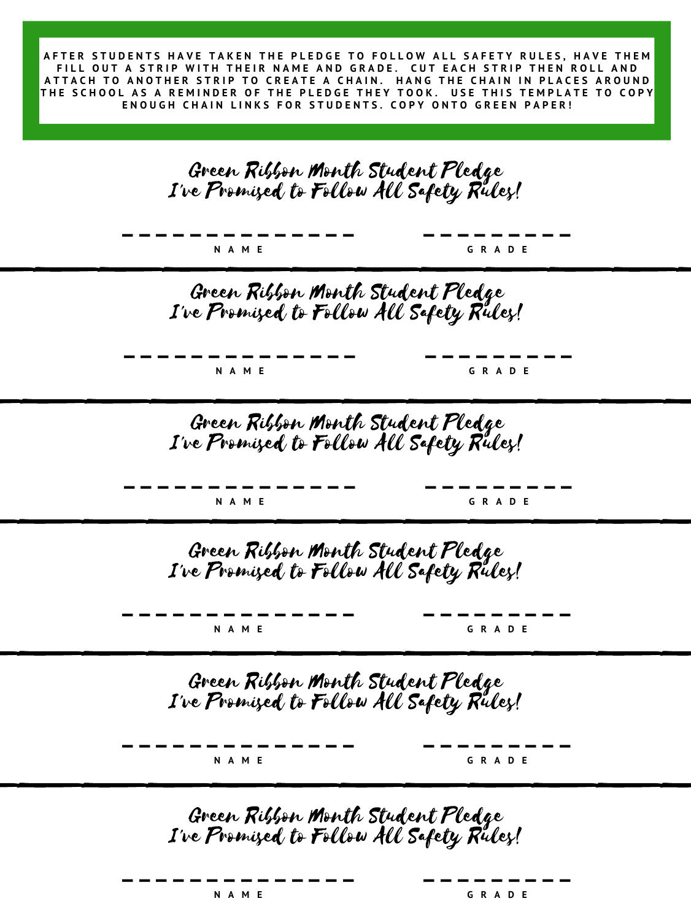AFTER STUDENTS HAVE TAKEN THE PLEDGE TO FOLLOW ALL SAFETY RULES, HAVE THEM FILL OUT A STRIP WITH THEIR NAME AND GRADE. CUT EACH STRIP THEN ROLL AND ATTACH TO ANOTHER STRIP TO CREATE A CHAIN. HANG THE CHAIN IN PLACES AROUND THE SCHOOL AS A REMINDER OF THE PLEDGE THEY TOOK. USE THIS TEMPLATE TO COPY ENOUGH CHAIN LINKS FOR STUDENTS. COPY ONTO GREEN PAPER!

Green Ribbon Month Student Pledge
I've Promised to Follow All Safety Rules!

_______________ NAME _________ GRADE

---

Green Ribbon Month Student Pledge
I've Promised to Follow All Safety Rules!

_______________ NAME _________ GRADE

---

Green Ribbon Month Student Pledge
I've Promised to Follow All Safety Rules!

_______________ NAME _________ GRADE

---

Green Ribbon Month Student Pledge
I've Promised to Follow All Safety Rules!

_______________ NAME _________ GRADE

---

Green Ribbon Month Student Pledge
I've Promised to Follow All Safety Rules!

_______________ NAME _________ GRADE

---

Green Ribbon Month Student Pledge
I've Promised to Follow All Safety Rules!

_______________ NAME _________ GRADE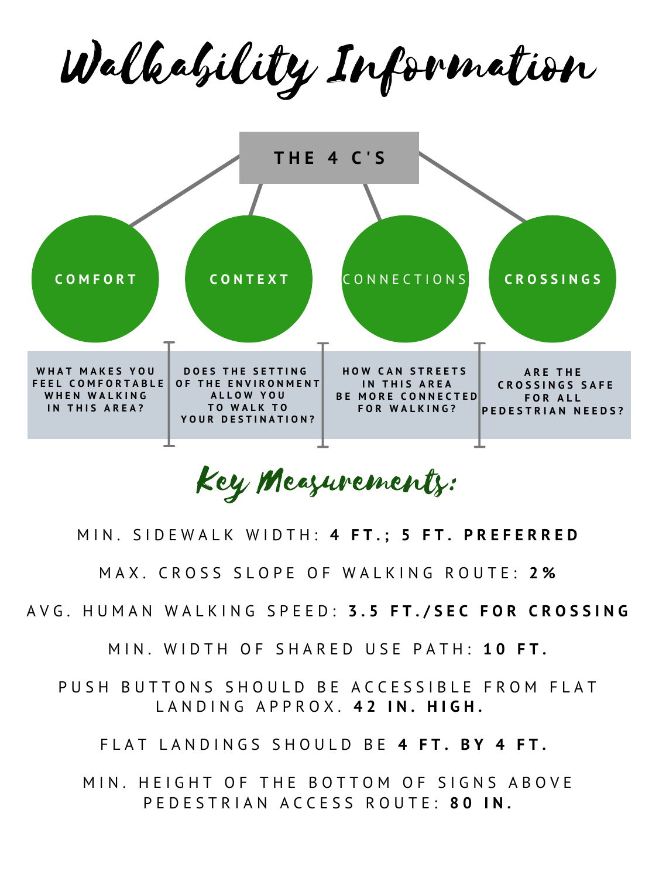# Walkability Information

## THE 4 C'S

| COMFORT | CONTEXT | CONNECTIONS | CROSSINGS |
| --- | --- | --- | --- |
| WHAT MAKES YOU FEEL COMFORTABLE WHEN WALKING IN THIS AREA? | DOES THE SETTING OF THE ENVIRONMENT ALLOW YOU TO WALK TO YOUR DESTINATION? | HOW CAN STREETS IN THIS AREA BE MORE CONNECTED FOR WALKING? | ARE THE CROSSINGS SAFE FOR ALL PEDESTRIAN NEEDS? |

## Key Measurements:

MIN. SIDEWALK WIDTH: **4 FT.; 5 FT. PREFERRED**

MAX. CROSS SLOPE OF WALKING ROUTE: **2%**

AVG. HUMAN WALKING SPEED: **3.5 FT./SEC FOR CROSSING**

MIN. WIDTH OF SHARED USE PATH: **10 FT.**

PUSH BUTTONS SHOULD BE ACCESSIBLE FROM FLAT LANDING APPROX. **42 IN. HIGH.**

FLAT LANDINGS SHOULD BE **4 FT. BY 4 FT.**

MIN. HEIGHT OF THE BOTTOM OF SIGNS ABOVE PEDESTRIAN ACCESS ROUTE: **80 IN.**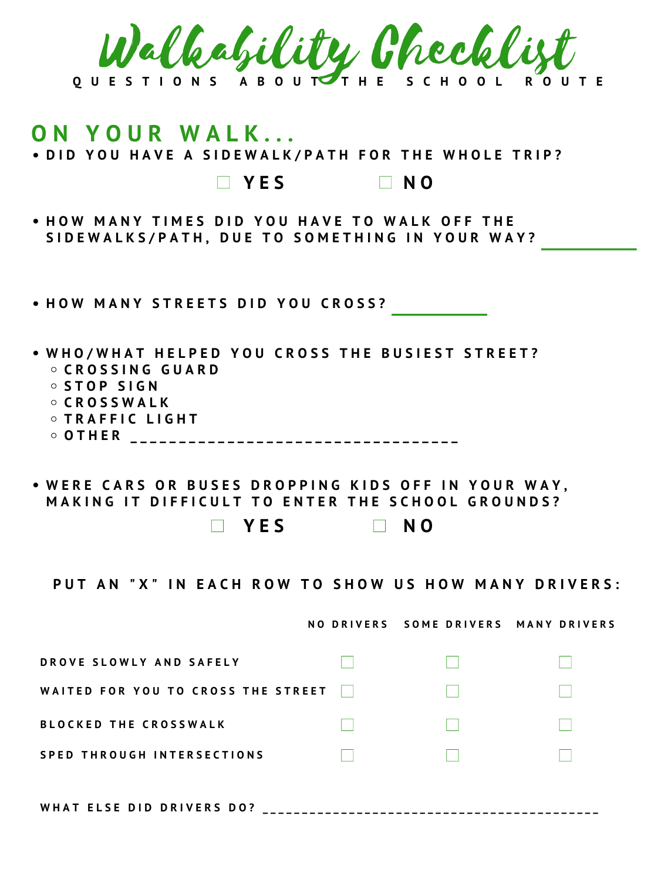# Walkability Checklist

QUESTIONS ABOUT THE SCHOOL ROUTE

## ON YOUR WALK...

- DID YOU HAVE A SIDEWALK/PATH FOR THE WHOLE TRIP?

  ☐ YES ☐ NO

- HOW MANY TIMES DID YOU HAVE TO WALK OFF THE SIDEWALKS/PATH, DUE TO SOMETHING IN YOUR WAY? __________

- HOW MANY STREETS DID YOU CROSS? __________

- WHO/WHAT HELPED YOU CROSS THE BUSIEST STREET?
  - CROSSING GUARD
  - STOP SIGN
  - CROSSWALK
  - TRAFFIC LIGHT
  - OTHER ___________________________________

- WERE CARS OR BUSES DROPPING KIDS OFF IN YOUR WAY, MAKING IT DIFFICULT TO ENTER THE SCHOOL GROUNDS?

  ☐ YES ☐ NO

PUT AN "X" IN EACH ROW TO SHOW US HOW MANY DRIVERS:

| | NO DRIVERS | SOME DRIVERS | MANY DRIVERS |
|---|---|---|---|
| DROVE SLOWLY AND SAFELY | ☐ | ☐ | ☐ |
| WAITED FOR YOU TO CROSS THE STREET | ☐ | ☐ | ☐ |
| BLOCKED THE CROSSWALK | ☐ | ☐ | ☐ |
| SPED THROUGH INTERSECTIONS | ☐ | ☐ | ☐ |

WHAT ELSE DID DRIVERS DO? __________________________________________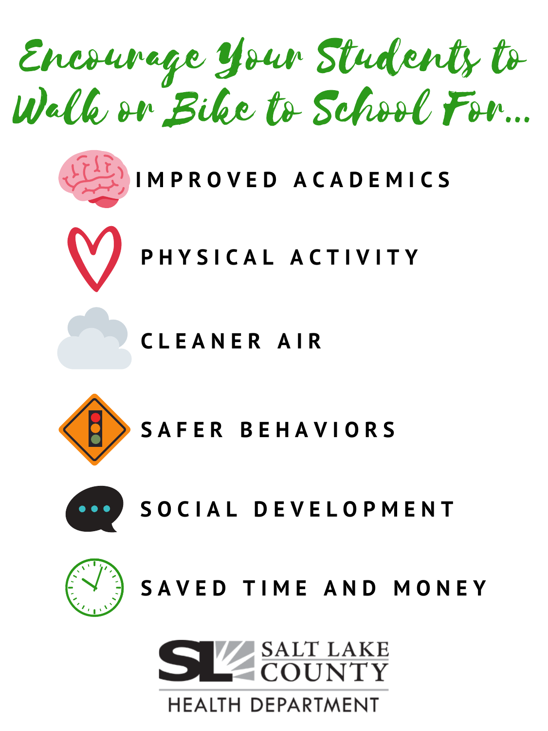# Encourage Your Students to Walk or Bike to School For...

- IMPROVED ACADEMICS
- PHYSICAL ACTIVITY
- CLEANER AIR
- SAFER BEHAVIORS
- SOCIAL DEVELOPMENT
- SAVED TIME AND MONEY

SALT LAKE COUNTY
HEALTH DEPARTMENT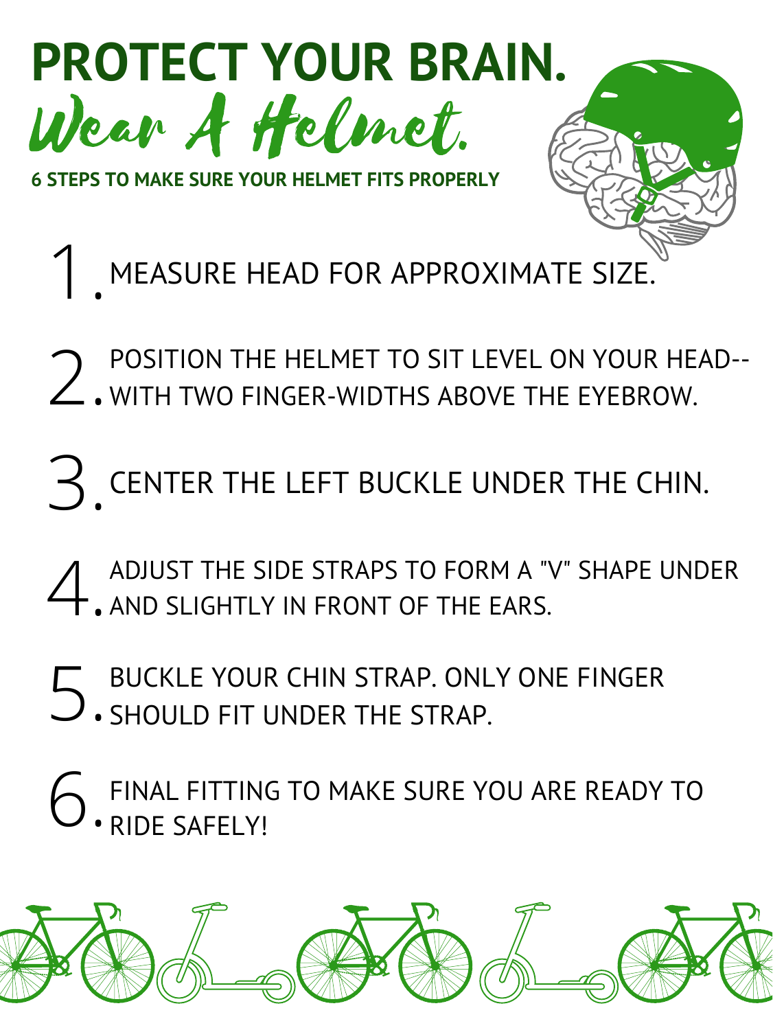# PROTECT YOUR BRAIN.

## Wear A Helmet.

**6 STEPS TO MAKE SURE YOUR HELMET FITS PROPERLY**

1. MEASURE HEAD FOR APPROXIMATE SIZE.
2. POSITION THE HELMET TO SIT LEVEL ON YOUR HEAD--WITH TWO FINGER-WIDTHS ABOVE THE EYEBROW.
3. CENTER THE LEFT BUCKLE UNDER THE CHIN.
4. ADJUST THE SIDE STRAPS TO FORM A "V" SHAPE UNDER AND SLIGHTLY IN FRONT OF THE EARS.
5. BUCKLE YOUR CHIN STRAP. ONLY ONE FINGER SHOULD FIT UNDER THE STRAP.
6. FINAL FITTING TO MAKE SURE YOU ARE READY TO RIDE SAFELY!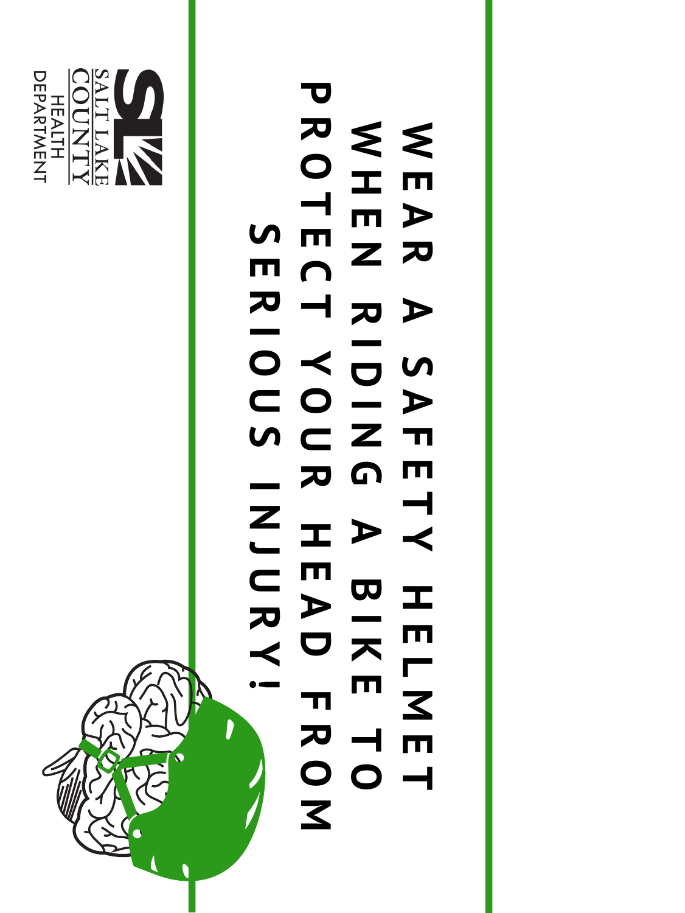# WEAR A SAFETY HELMET WHEN RIDING A BIKE TO PROTECT YOUR HEAD FROM SERIOUS INJURY!

SALT LAKE COUNTY
HEALTH DEPARTMENT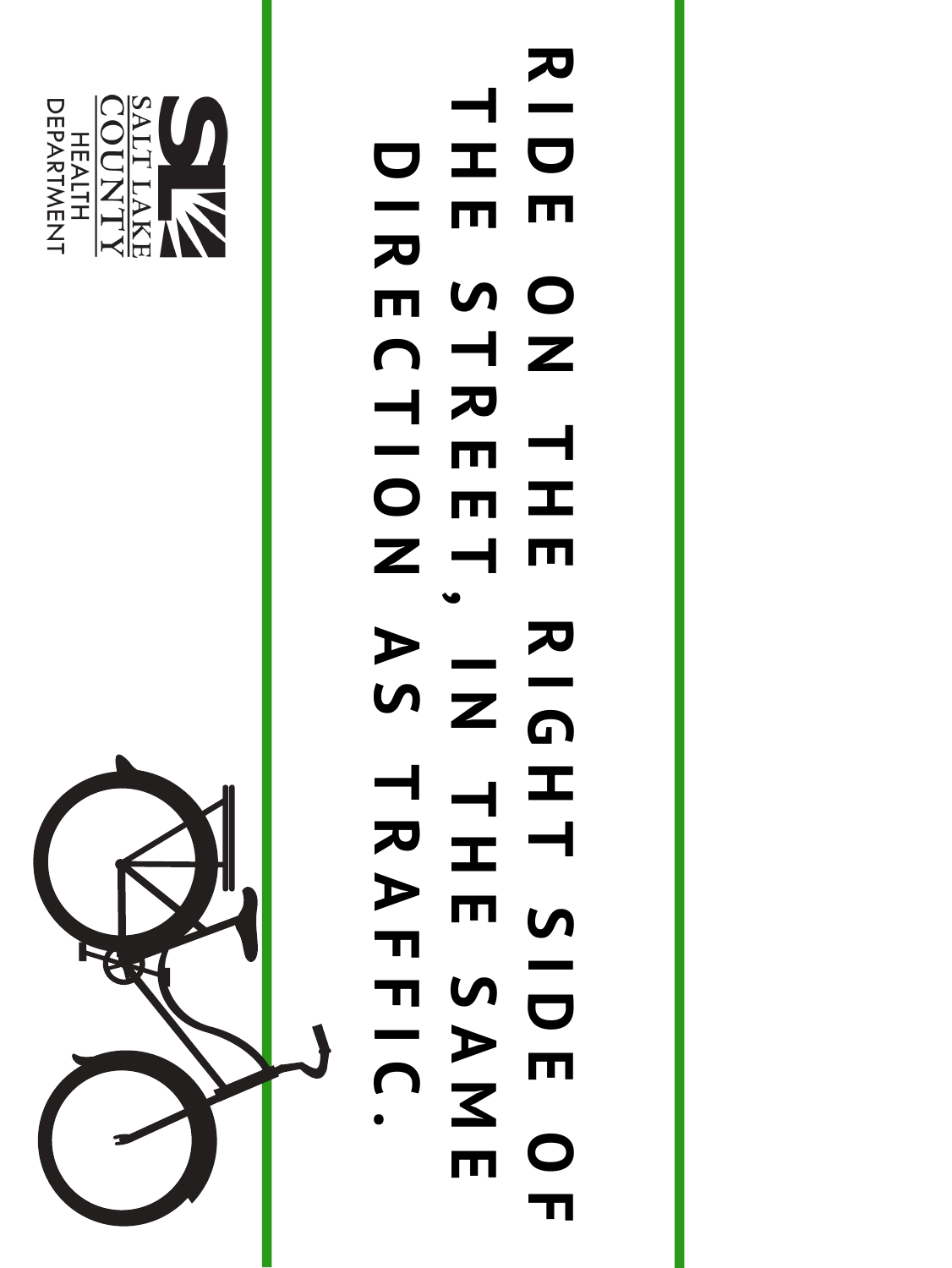# RIDE ON THE RIGHT SIDE OF THE STREET, IN THE SAME DIRECTION AS TRAFFIC.

SALT LAKE COUNTY HEALTH DEPARTMENT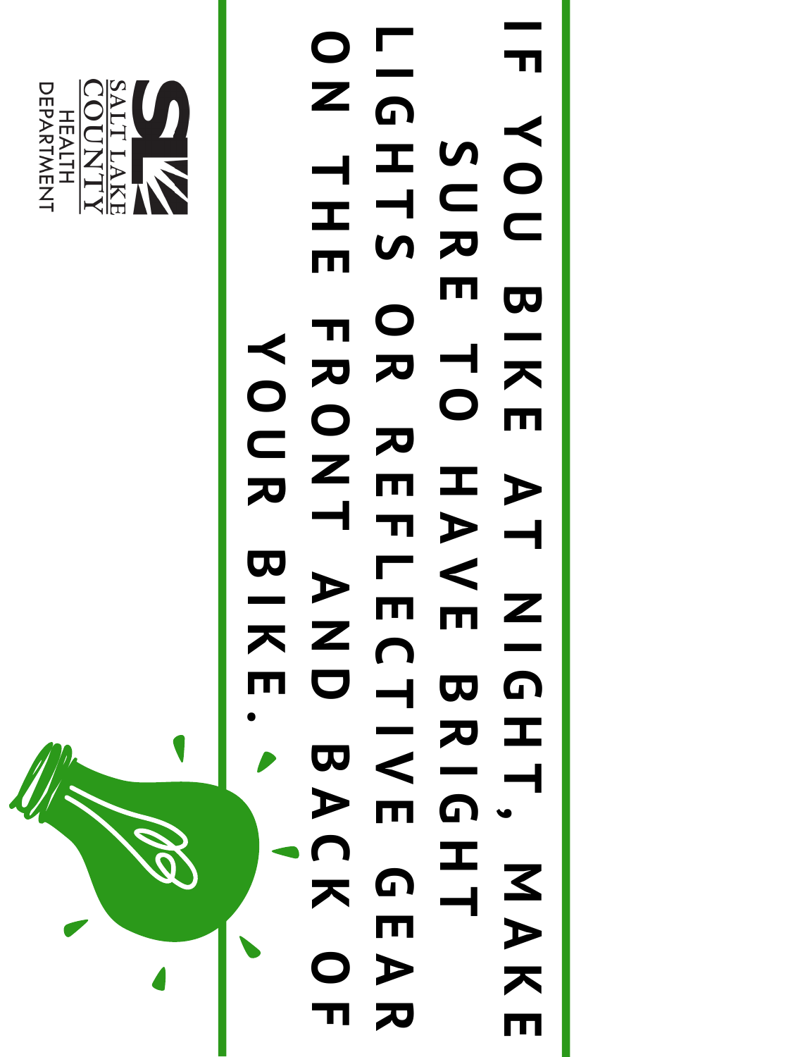IF YOU BIKE AT NIGHT, MAKE SURE TO HAVE BRIGHT LIGHTS OR REFLECTIVE GEAR ON THE FRONT AND BACK OF YOUR BIKE.

SALT LAKE COUNTY HEALTH DEPARTMENT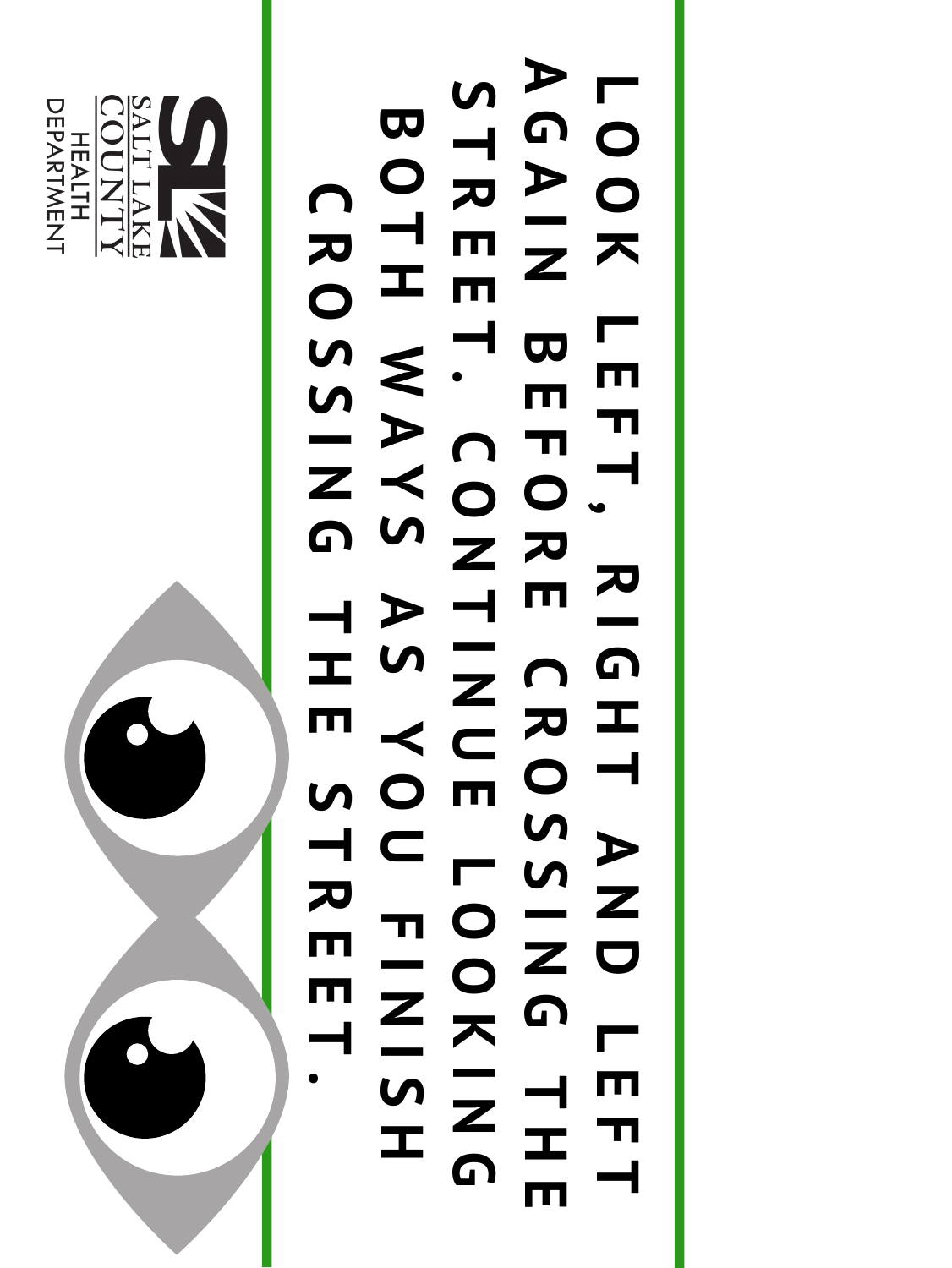LOOK LEFT, RIGHT AND LEFT AGAIN BEFORE CROSSING THE STREET. CONTINUE LOOKING BOTH WAYS AS YOU FINISH CROSSING THE STREET.

SALT LAKE COUNTY HEALTH DEPARTMENT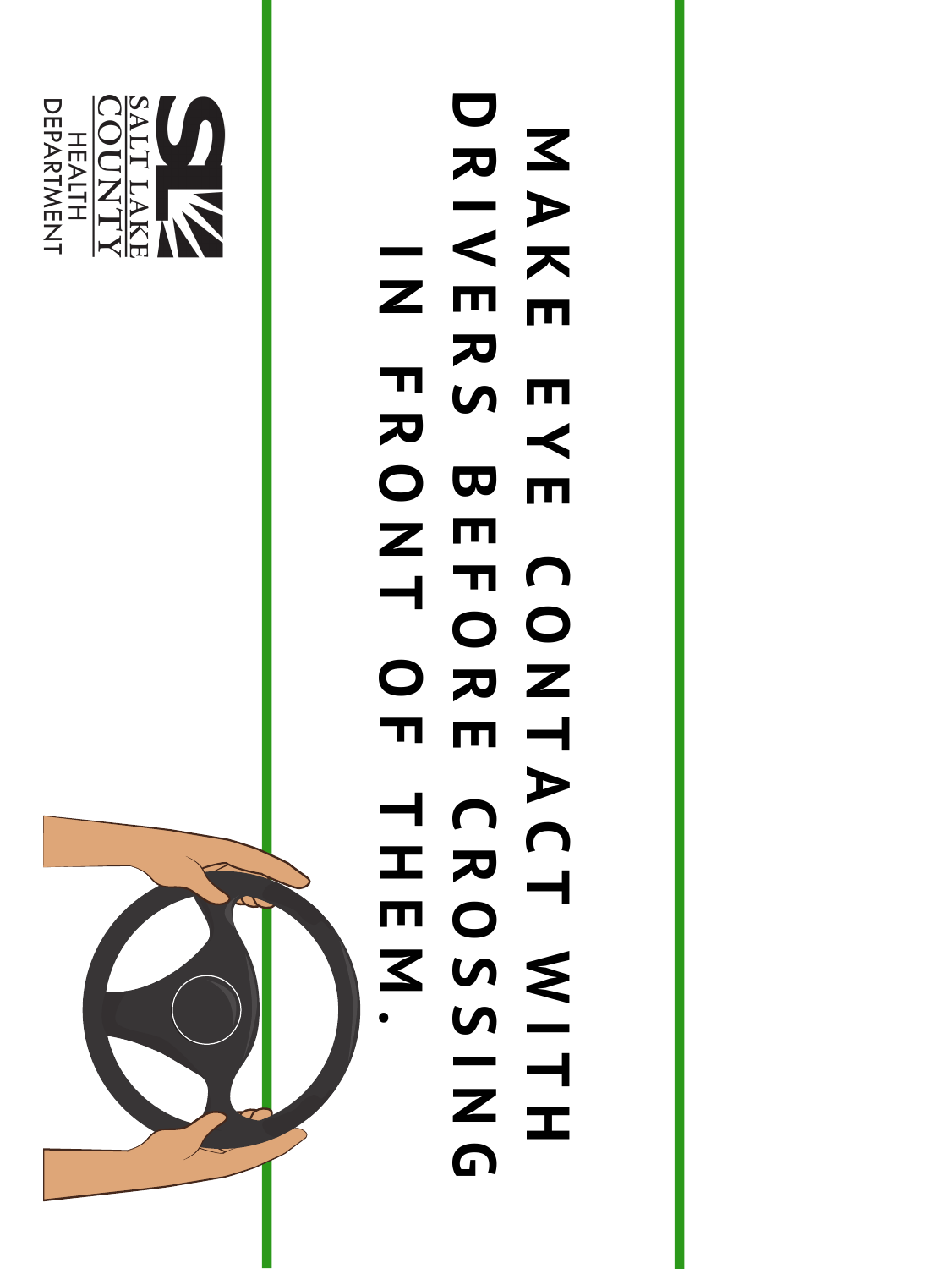# MAKE EYE CONTACT WITH DRIVERS BEFORE CROSSING IN FRONT OF THEM.

SALT LAKE COUNTY HEALTH DEPARTMENT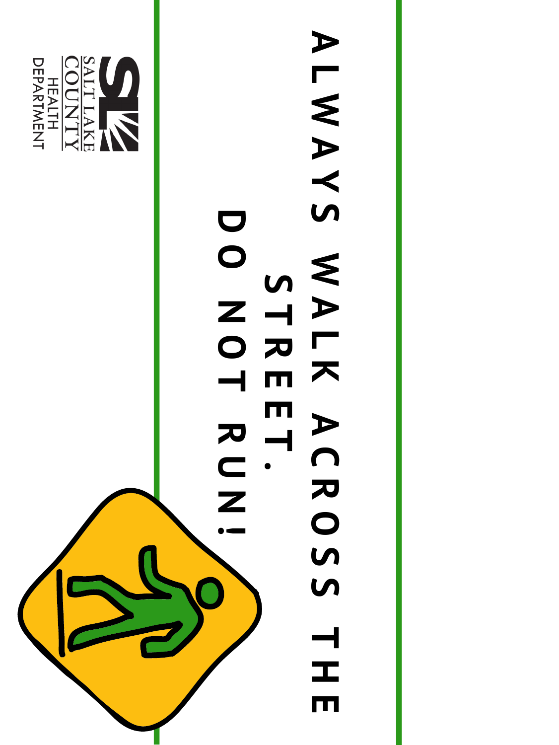# ALWAYS WALK ACROSS THE STREET.

# DO NOT RUN!

SALT LAKE COUNTY HEALTH DEPARTMENT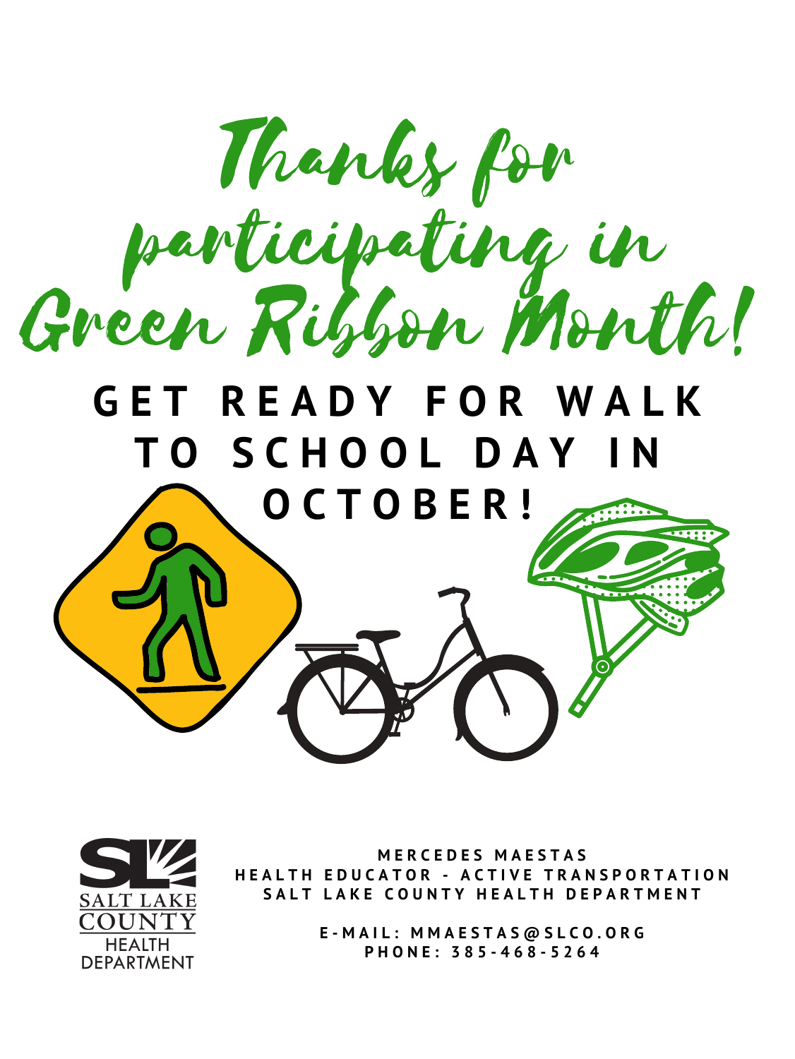# Thanks for participating in Green Ribbon Month!

## GET READY FOR WALK TO SCHOOL DAY IN OCTOBER!

SALT LAKE COUNTY HEALTH DEPARTMENT

**MERCEDES MAESTAS**
**HEALTH EDUCATOR - ACTIVE TRANSPORTATION**
**SALT LAKE COUNTY HEALTH DEPARTMENT**

**E-MAIL: MMAESTAS@SLCO.ORG**
**PHONE: 385-468-5264**